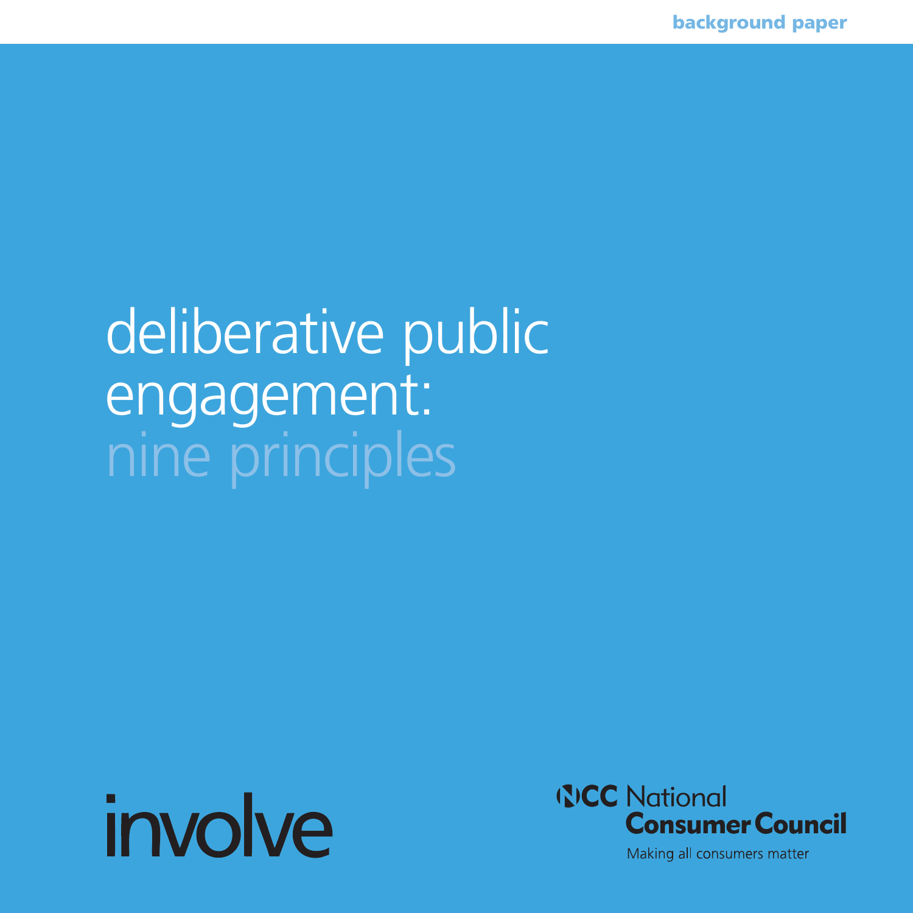background paper

# deliberative public engagement: nine principles

involve

NCC National Consumer Council

Making all consumers matter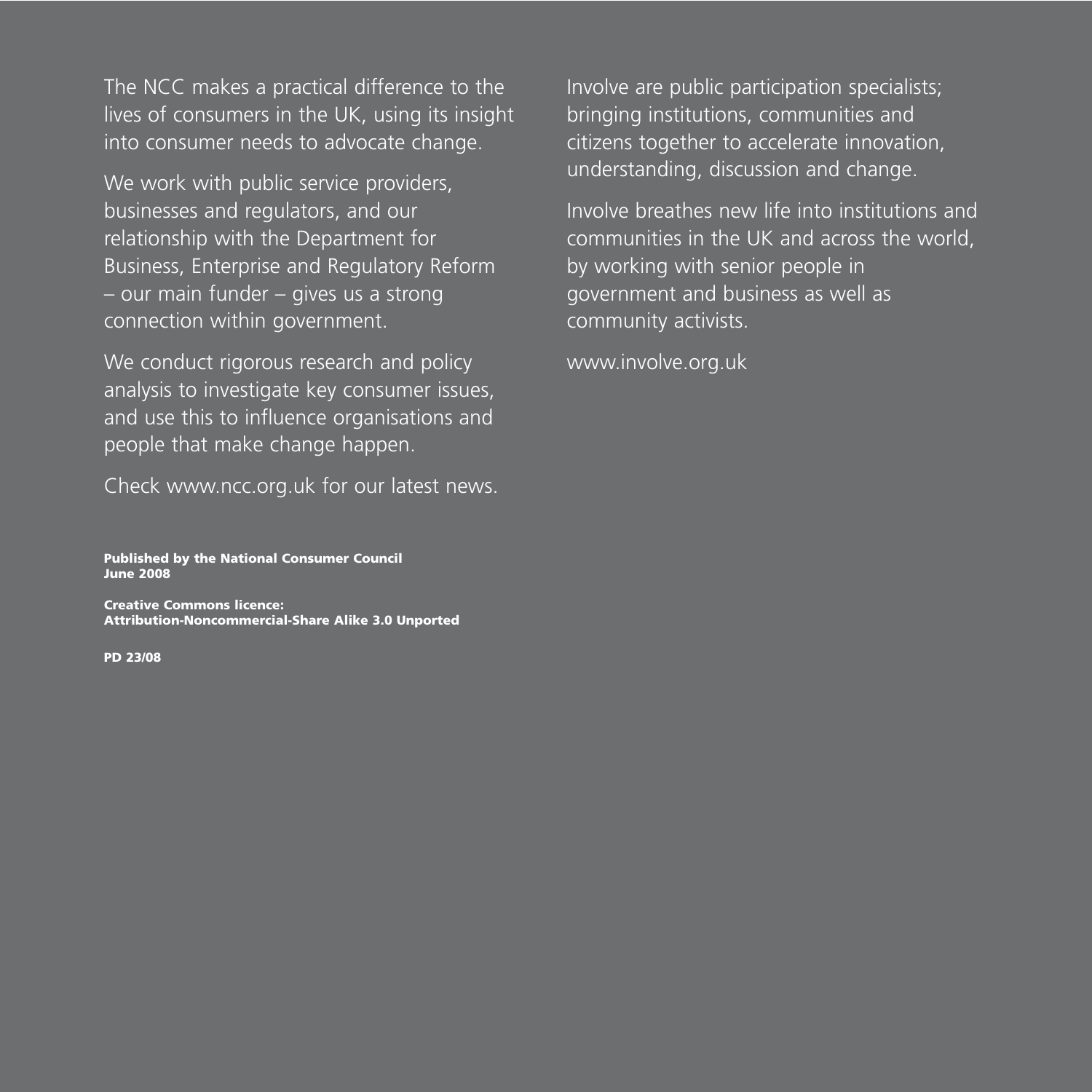The NCC makes a practical difference to the lives of consumers in the UK, using its insight into consumer needs to advocate change.

We work with public service providers, businesses and regulators, and our relationship with the Department for Business, Enterprise and Regulatory Reform – our main funder – gives us a strong connection within government.

We conduct rigorous research and policy analysis to investigate key consumer issues, and use this to influence organisations and people that make change happen.

Check www.ncc.org.uk for our latest news.

**Published by the National Consumer Council**
**June 2008**

**Creative Commons licence:**
**Attribution-Noncommercial-Share Alike 3.0 Unported**

**PD 23/08**

Involve are public participation specialists; bringing institutions, communities and citizens together to accelerate innovation, understanding, discussion and change.

Involve breathes new life into institutions and communities in the UK and across the world, by working with senior people in government and business as well as community activists.

www.involve.org.uk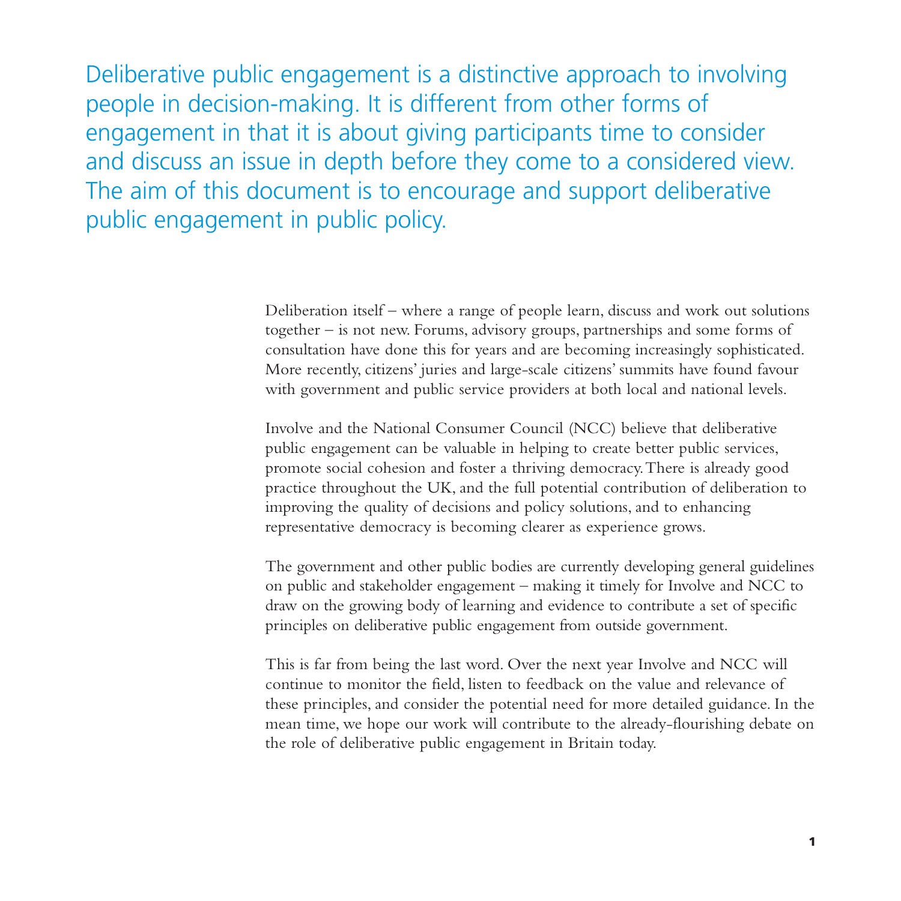Deliberative public engagement is a distinctive approach to involving people in decision-making. It is different from other forms of engagement in that it is about giving participants time to consider and discuss an issue in depth before they come to a considered view. The aim of this document is to encourage and support deliberative public engagement in public policy.

Deliberation itself – where a range of people learn, discuss and work out solutions together – is not new. Forums, advisory groups, partnerships and some forms of consultation have done this for years and are becoming increasingly sophisticated. More recently, citizens' juries and large-scale citizens' summits have found favour with government and public service providers at both local and national levels.

Involve and the National Consumer Council (NCC) believe that deliberative public engagement can be valuable in helping to create better public services, promote social cohesion and foster a thriving democracy. There is already good practice throughout the UK, and the full potential contribution of deliberation to improving the quality of decisions and policy solutions, and to enhancing representative democracy is becoming clearer as experience grows.

The government and other public bodies are currently developing general guidelines on public and stakeholder engagement – making it timely for Involve and NCC to draw on the growing body of learning and evidence to contribute a set of specific principles on deliberative public engagement from outside government.

This is far from being the last word. Over the next year Involve and NCC will continue to monitor the field, listen to feedback on the value and relevance of these principles, and consider the potential need for more detailed guidance. In the mean time, we hope our work will contribute to the already-flourishing debate on the role of deliberative public engagement in Britain today.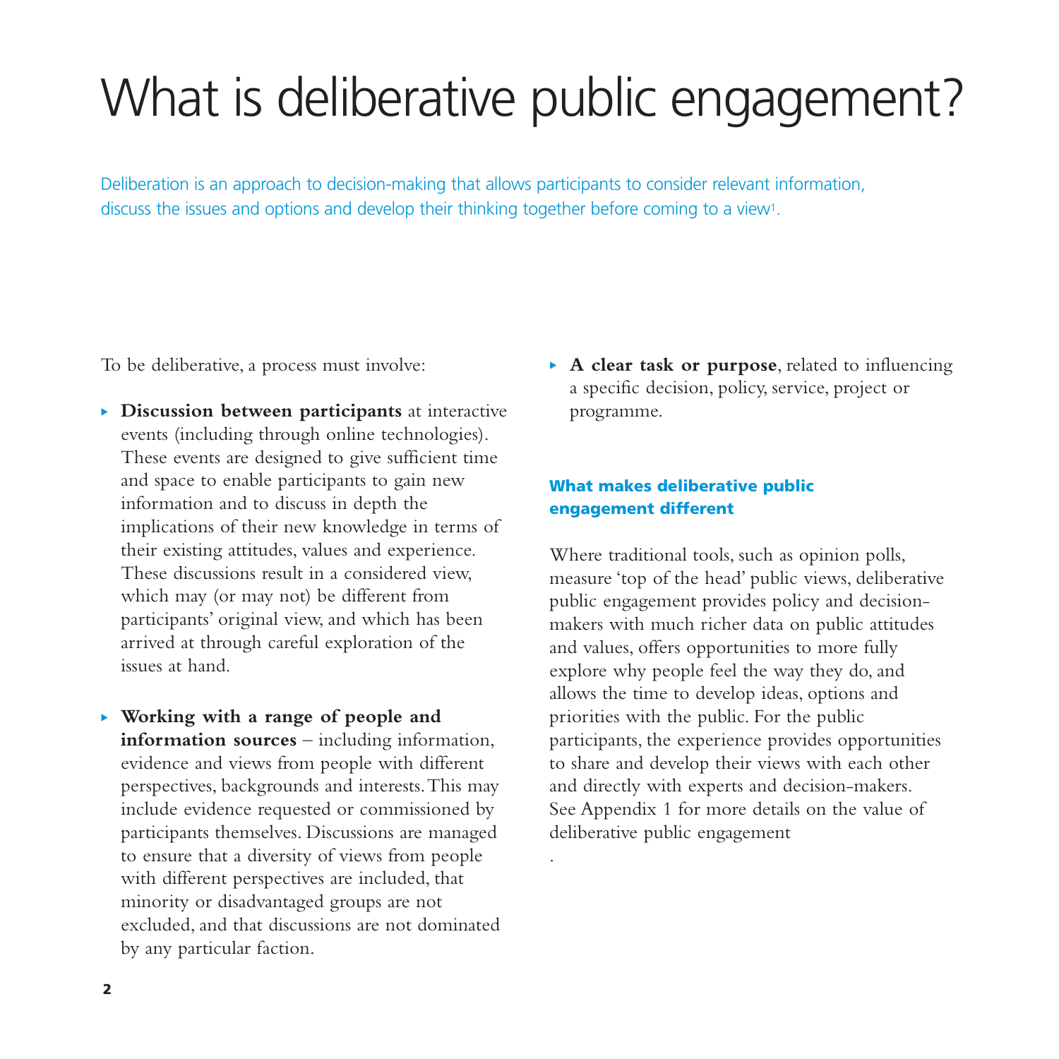# What is deliberative public engagement?

Deliberation is an approach to decision-making that allows participants to consider relevant information, discuss the issues and options and develop their thinking together before coming to a view[1].

To be deliberative, a process must involve:

- **Discussion between participants** at interactive events (including through online technologies). These events are designed to give sufficient time and space to enable participants to gain new information and to discuss in depth the implications of their new knowledge in terms of their existing attitudes, values and experience. These discussions result in a considered view, which may (or may not) be different from participants' original view, and which has been arrived at through careful exploration of the issues at hand.
- **Working with a range of people and information sources** – including information, evidence and views from people with different perspectives, backgrounds and interests. This may include evidence requested or commissioned by participants themselves. Discussions are managed to ensure that a diversity of views from people with different perspectives are included, that minority or disadvantaged groups are not excluded, and that discussions are not dominated by any particular faction.
- **A clear task or purpose**, related to influencing a specific decision, policy, service, project or programme.

### What makes deliberative public engagement different

Where traditional tools, such as opinion polls, measure 'top of the head' public views, deliberative public engagement provides policy and decision-makers with much richer data on public attitudes and values, offers opportunities to more fully explore why people feel the way they do, and allows the time to develop ideas, options and priorities with the public. For the public participants, the experience provides opportunities to share and develop their views with each other and directly with experts and decision-makers. See Appendix 1 for more details on the value of deliberative public engagement

.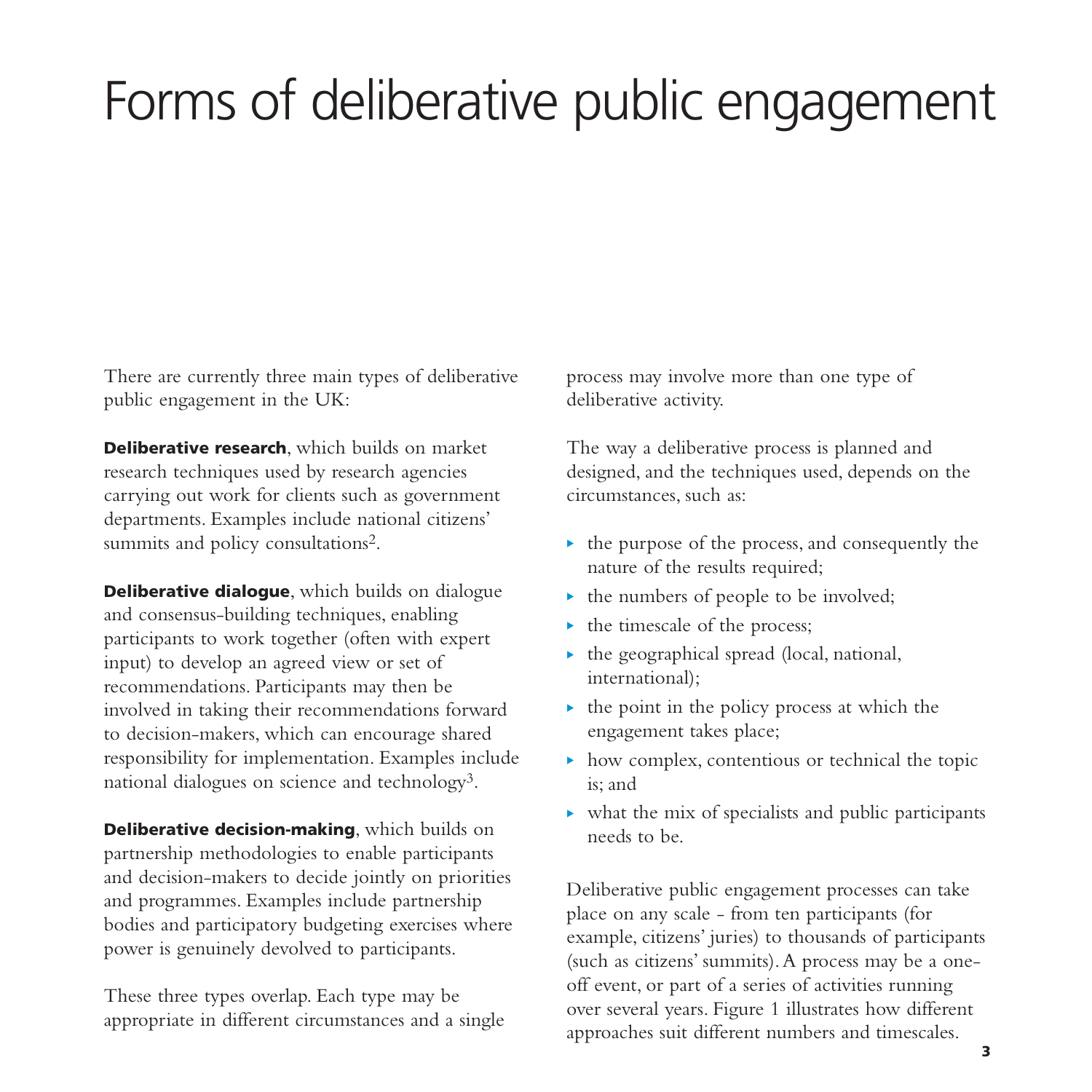# Forms of deliberative public engagement

There are currently three main types of deliberative public engagement in the UK:

**Deliberative research**, which builds on market research techniques used by research agencies carrying out work for clients such as government departments. Examples include national citizens' summits and policy consultations[2].

**Deliberative dialogue**, which builds on dialogue and consensus-building techniques, enabling participants to work together (often with expert input) to develop an agreed view or set of recommendations. Participants may then be involved in taking their recommendations forward to decision-makers, which can encourage shared responsibility for implementation. Examples include national dialogues on science and technology[3].

**Deliberative decision-making**, which builds on partnership methodologies to enable participants and decision-makers to decide jointly on priorities and programmes. Examples include partnership bodies and participatory budgeting exercises where power is genuinely devolved to participants.

These three types overlap. Each type may be appropriate in different circumstances and a single process may involve more than one type of deliberative activity.

The way a deliberative process is planned and designed, and the techniques used, depends on the circumstances, such as:

- the purpose of the process, and consequently the nature of the results required;
- the numbers of people to be involved;
- the timescale of the process;
- the geographical spread (local, national, international);
- the point in the policy process at which the engagement takes place;
- how complex, contentious or technical the topic is; and
- what the mix of specialists and public participants needs to be.

Deliberative public engagement processes can take place on any scale - from ten participants (for example, citizens' juries) to thousands of participants (such as citizens' summits). A process may be a one-off event, or part of a series of activities running over several years. Figure 1 illustrates how different approaches suit different numbers and timescales.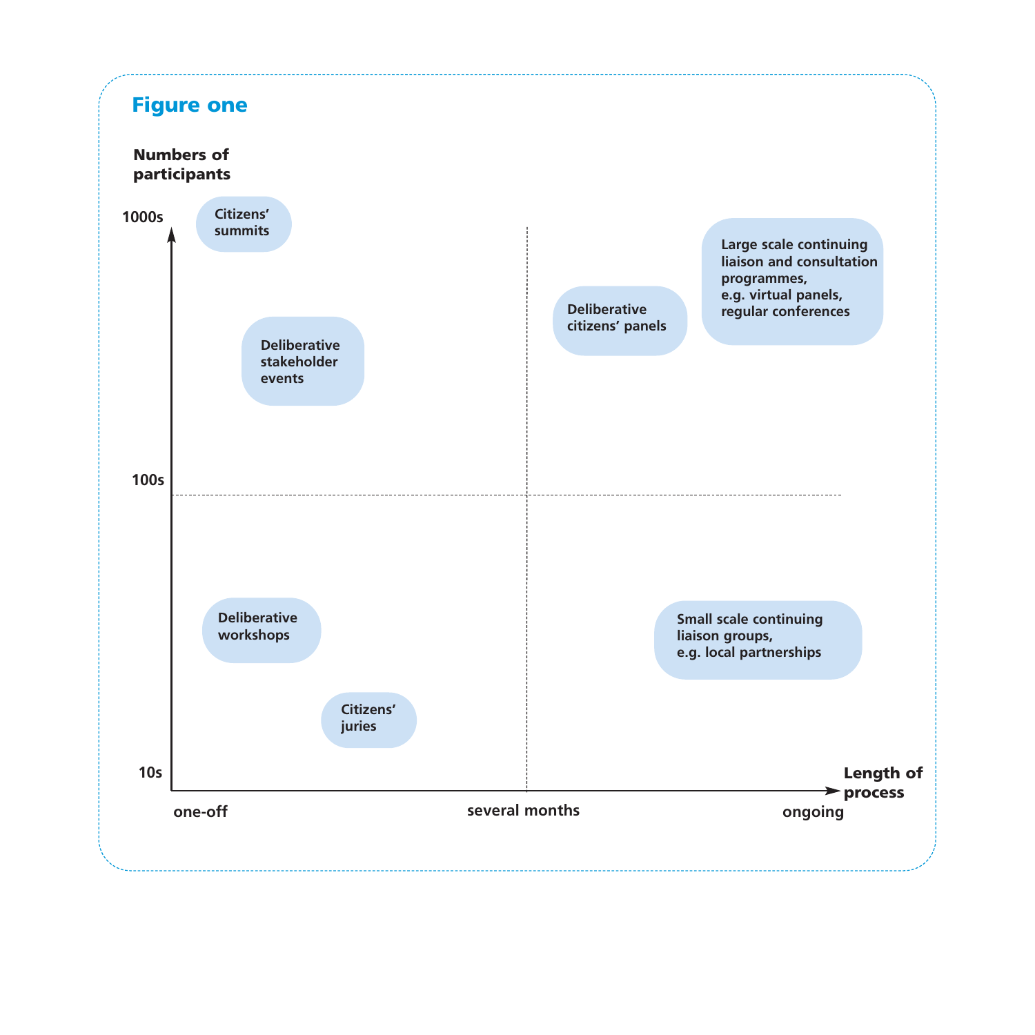**Figure one**

**Numbers of participants**

| Numbers of participants | one-off | several months | ongoing |
|---|---|---|---|
| 1000s – 100s | Citizens' summits; Deliberative stakeholder events | Deliberative citizens' panels | Large scale continuing liaison and consultation programmes, e.g. virtual panels, regular conferences |
| 100s – 10s | Deliberative workshops; Citizens' juries | | Small scale continuing liaison groups, e.g. local partnerships |

**Length of process**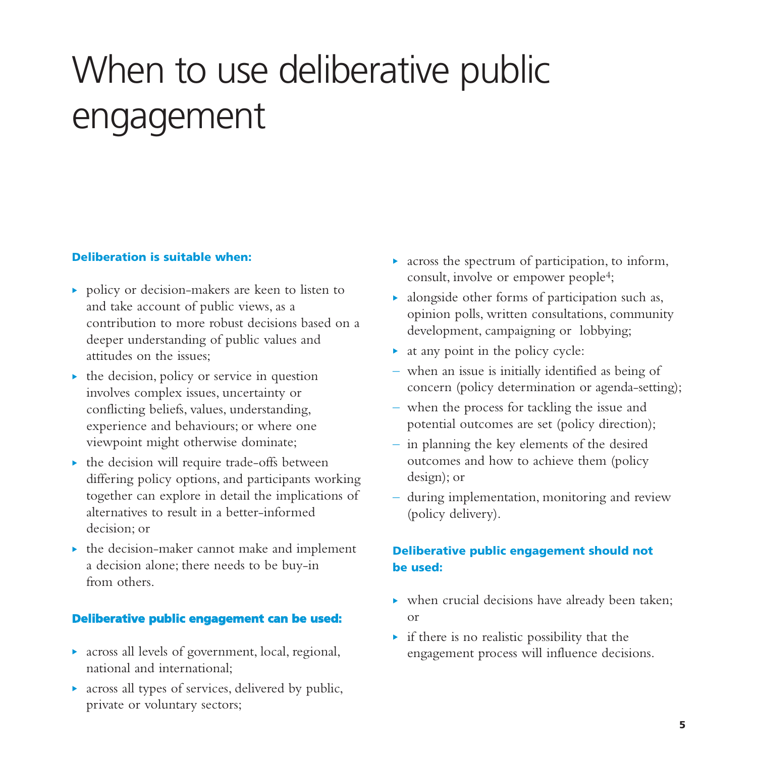# When to use deliberative public engagement

### Deliberation is suitable when:

- policy or decision-makers are keen to listen to and take account of public views, as a contribution to more robust decisions based on a deeper understanding of public values and attitudes on the issues;
- the decision, policy or service in question involves complex issues, uncertainty or conflicting beliefs, values, understanding, experience and behaviours; or where one viewpoint might otherwise dominate;
- the decision will require trade-offs between differing policy options, and participants working together can explore in detail the implications of alternatives to result in a better-informed decision; or
- the decision-maker cannot make and implement a decision alone; there needs to be buy-in from others.

### Deliberative public engagement can be used:

- across all levels of government, local, regional, national and international;
- across all types of services, delivered by public, private or voluntary sectors;
- across the spectrum of participation, to inform, consult, involve or empower people[4];
- alongside other forms of participation such as, opinion polls, written consultations, community development, campaigning or lobbying;
- at any point in the policy cycle:
  - when an issue is initially identified as being of concern (policy determination or agenda-setting);
  - when the process for tackling the issue and potential outcomes are set (policy direction);
  - in planning the key elements of the desired outcomes and how to achieve them (policy design); or
  - during implementation, monitoring and review (policy delivery).

### Deliberative public engagement should not be used:

- when crucial decisions have already been taken; or
- if there is no realistic possibility that the engagement process will influence decisions.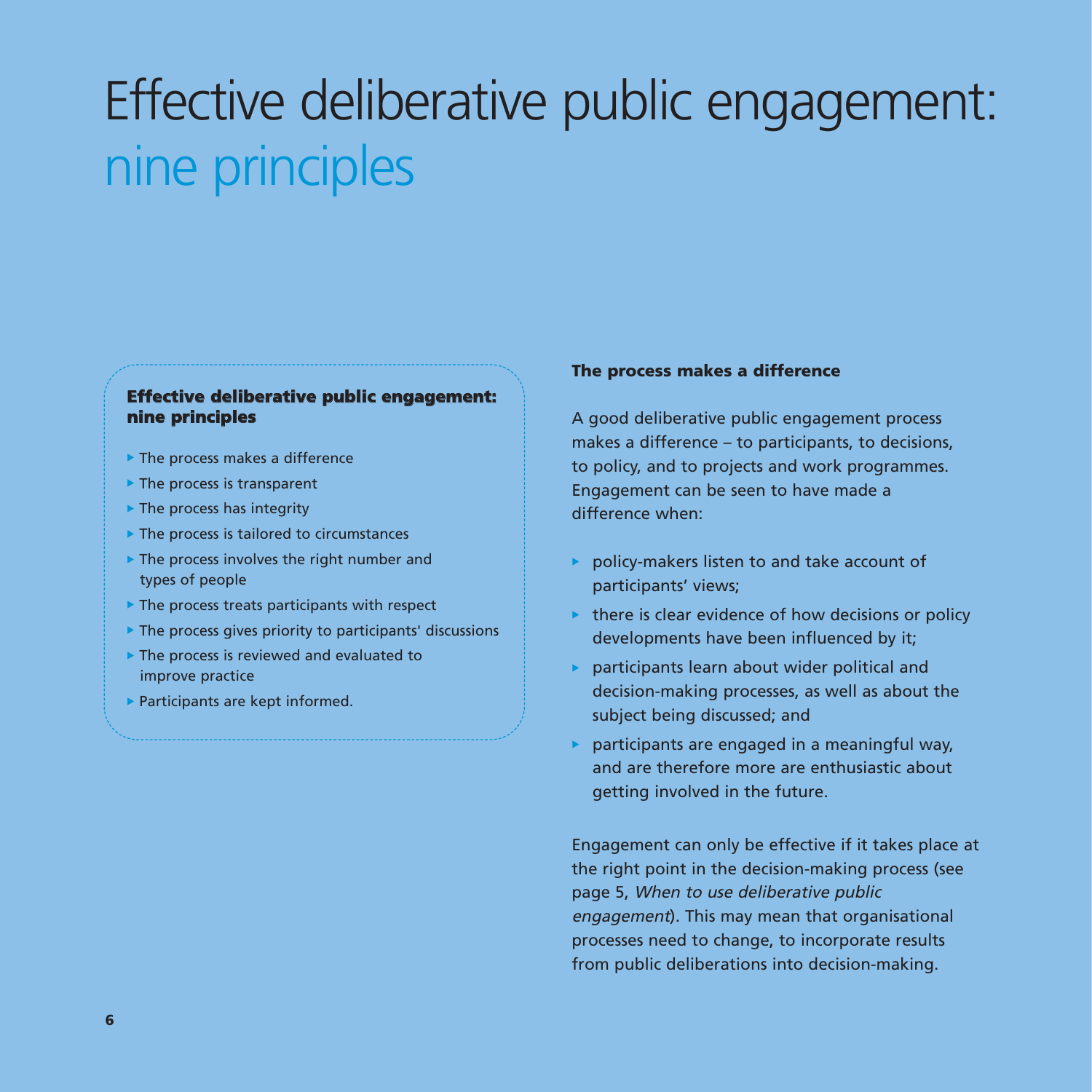# Effective deliberative public engagement: nine principles

**Effective deliberative public engagement: nine principles**

- The process makes a difference
- The process is transparent
- The process has integrity
- The process is tailored to circumstances
- The process involves the right number and types of people
- The process treats participants with respect
- The process gives priority to participants' discussions
- The process is reviewed and evaluated to improve practice
- Participants are kept informed.

**The process makes a difference**

A good deliberative public engagement process makes a difference – to participants, to decisions, to policy, and to projects and work programmes. Engagement can be seen to have made a difference when:

- policy-makers listen to and take account of participants' views;
- there is clear evidence of how decisions or policy developments have been influenced by it;
- participants learn about wider political and decision-making processes, as well as about the subject being discussed; and
- participants are engaged in a meaningful way, and are therefore more are enthusiastic about getting involved in the future.

Engagement can only be effective if it takes place at the right point in the decision-making process (see page 5, *When to use deliberative public engagement*). This may mean that organisational processes need to change, to incorporate results from public deliberations into decision-making.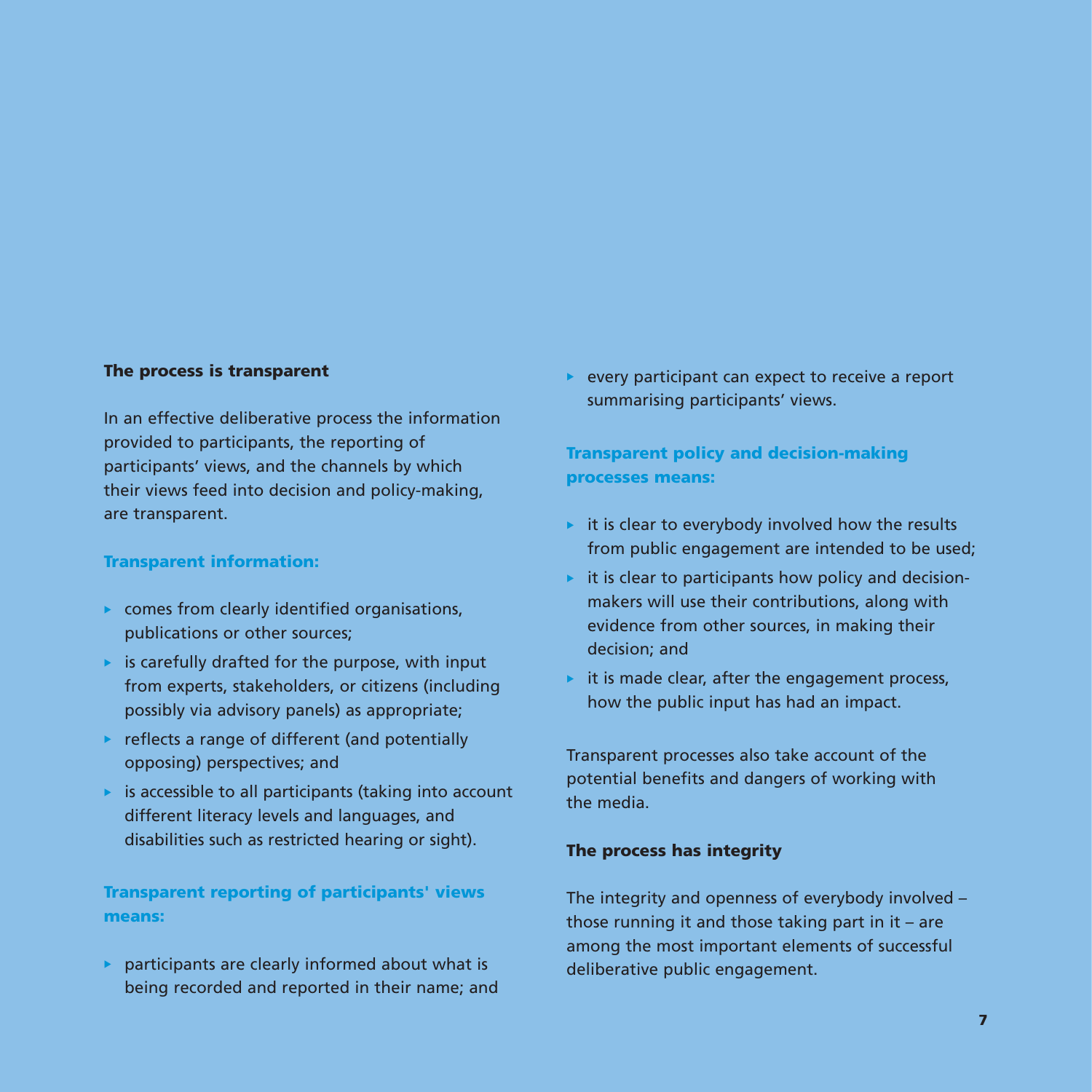### The process is transparent

In an effective deliberative process the information provided to participants, the reporting of participants' views, and the channels by which their views feed into decision and policy-making, are transparent.

#### Transparent information:

- comes from clearly identified organisations, publications or other sources;
- is carefully drafted for the purpose, with input from experts, stakeholders, or citizens (including possibly via advisory panels) as appropriate;
- reflects a range of different (and potentially opposing) perspectives; and
- is accessible to all participants (taking into account different literacy levels and languages, and disabilities such as restricted hearing or sight).

#### Transparent reporting of participants' views means:

- participants are clearly informed about what is being recorded and reported in their name; and
- every participant can expect to receive a report summarising participants' views.

#### Transparent policy and decision-making processes means:

- it is clear to everybody involved how the results from public engagement are intended to be used;
- it is clear to participants how policy and decision-makers will use their contributions, along with evidence from other sources, in making their decision; and
- it is made clear, after the engagement process, how the public input has had an impact.

Transparent processes also take account of the potential benefits and dangers of working with the media.

### The process has integrity

The integrity and openness of everybody involved – those running it and those taking part in it – are among the most important elements of successful deliberative public engagement.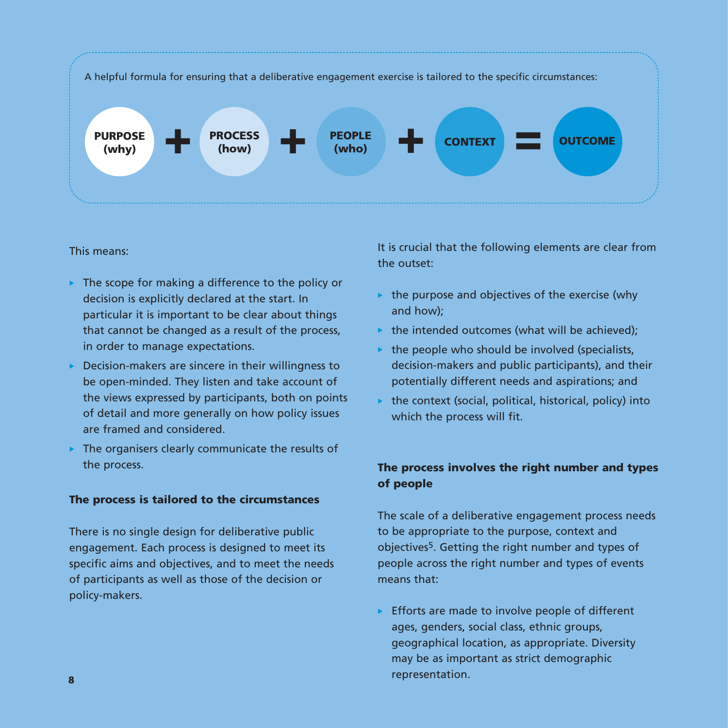A helpful formula for ensuring that a deliberative engagement exercise is tailored to the specific circumstances:

**PURPOSE (why)** + **PROCESS (how)** + **PEOPLE (who)** + **CONTEXT** = **OUTCOME**

This means:

- The scope for making a difference to the policy or decision is explicitly declared at the start. In particular it is important to be clear about things that cannot be changed as a result of the process, in order to manage expectations.
- Decision-makers are sincere in their willingness to be open-minded. They listen and take account of the views expressed by participants, both on points of detail and more generally on how policy issues are framed and considered.
- The organisers clearly communicate the results of the process.

### The process is tailored to the circumstances

There is no single design for deliberative public engagement. Each process is designed to meet its specific aims and objectives, and to meet the needs of participants as well as those of the decision or policy-makers.

It is crucial that the following elements are clear from the outset:

- the purpose and objectives of the exercise (why and how);
- the intended outcomes (what will be achieved);
- the people who should be involved (specialists, decision-makers and public participants), and their potentially different needs and aspirations; and
- the context (social, political, historical, policy) into which the process will fit.

### The process involves the right number and types of people

The scale of a deliberative engagement process needs to be appropriate to the purpose, context and objectives[5]. Getting the right number and types of people across the right number and types of events means that:

- Efforts are made to involve people of different ages, genders, social class, ethnic groups, geographical location, as appropriate. Diversity may be as important as strict demographic representation.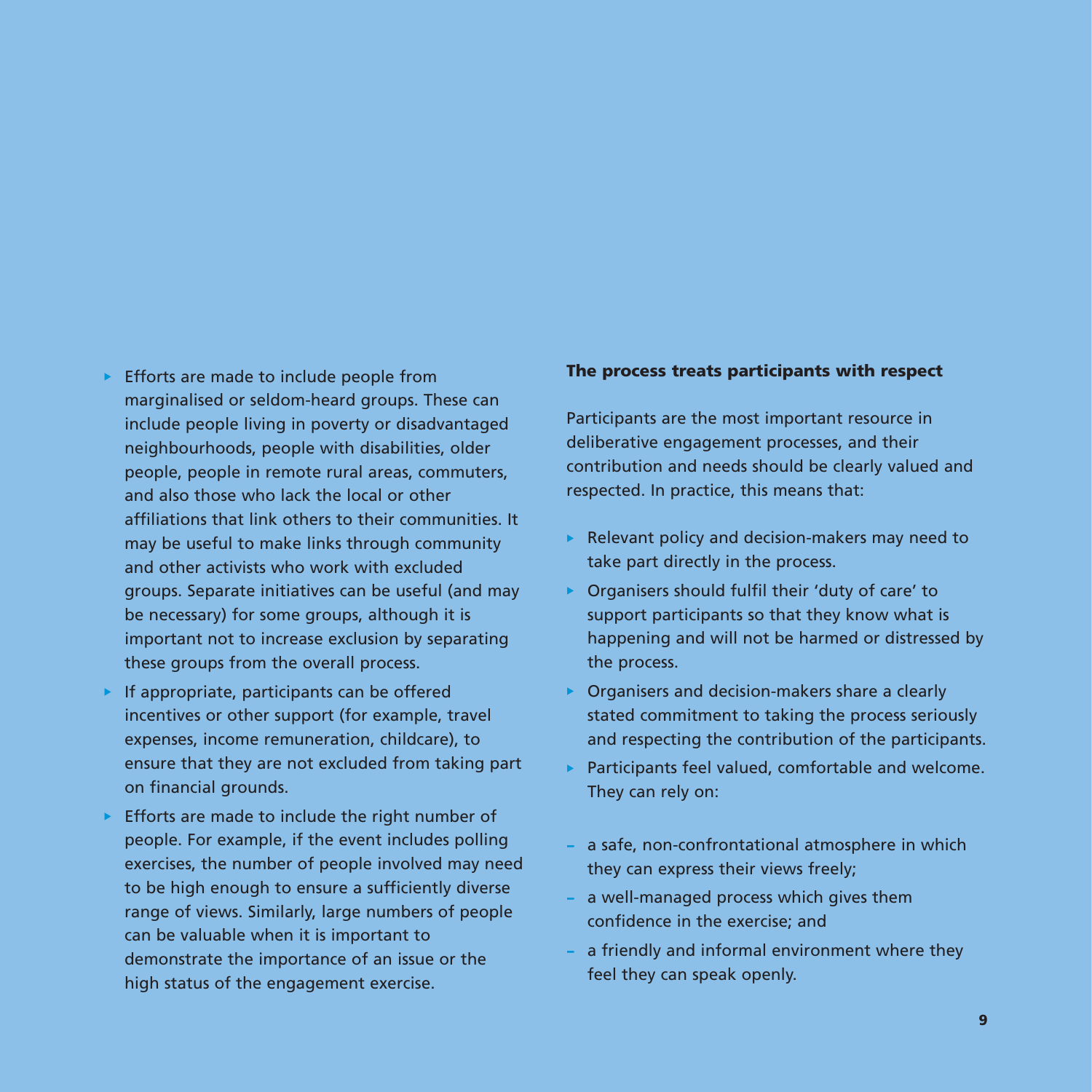- Efforts are made to include people from marginalised or seldom-heard groups. These can include people living in poverty or disadvantaged neighbourhoods, people with disabilities, older people, people in remote rural areas, commuters, and also those who lack the local or other affiliations that link others to their communities. It may be useful to make links through community and other activists who work with excluded groups. Separate initiatives can be useful (and may be necessary) for some groups, although it is important not to increase exclusion by separating these groups from the overall process.
- If appropriate, participants can be offered incentives or other support (for example, travel expenses, income remuneration, childcare), to ensure that they are not excluded from taking part on financial grounds.
- Efforts are made to include the right number of people. For example, if the event includes polling exercises, the number of people involved may need to be high enough to ensure a sufficiently diverse range of views. Similarly, large numbers of people can be valuable when it is important to demonstrate the importance of an issue or the high status of the engagement exercise.

**The process treats participants with respect**

Participants are the most important resource in deliberative engagement processes, and their contribution and needs should be clearly valued and respected. In practice, this means that:

- Relevant policy and decision-makers may need to take part directly in the process.
- Organisers should fulfil their 'duty of care' to support participants so that they know what is happening and will not be harmed or distressed by the process.
- Organisers and decision-makers share a clearly stated commitment to taking the process seriously and respecting the contribution of the participants.
- Participants feel valued, comfortable and welcome. They can rely on:

  - a safe, non-confrontational atmosphere in which they can express their views freely;
  - a well-managed process which gives them confidence in the exercise; and
  - a friendly and informal environment where they feel they can speak openly.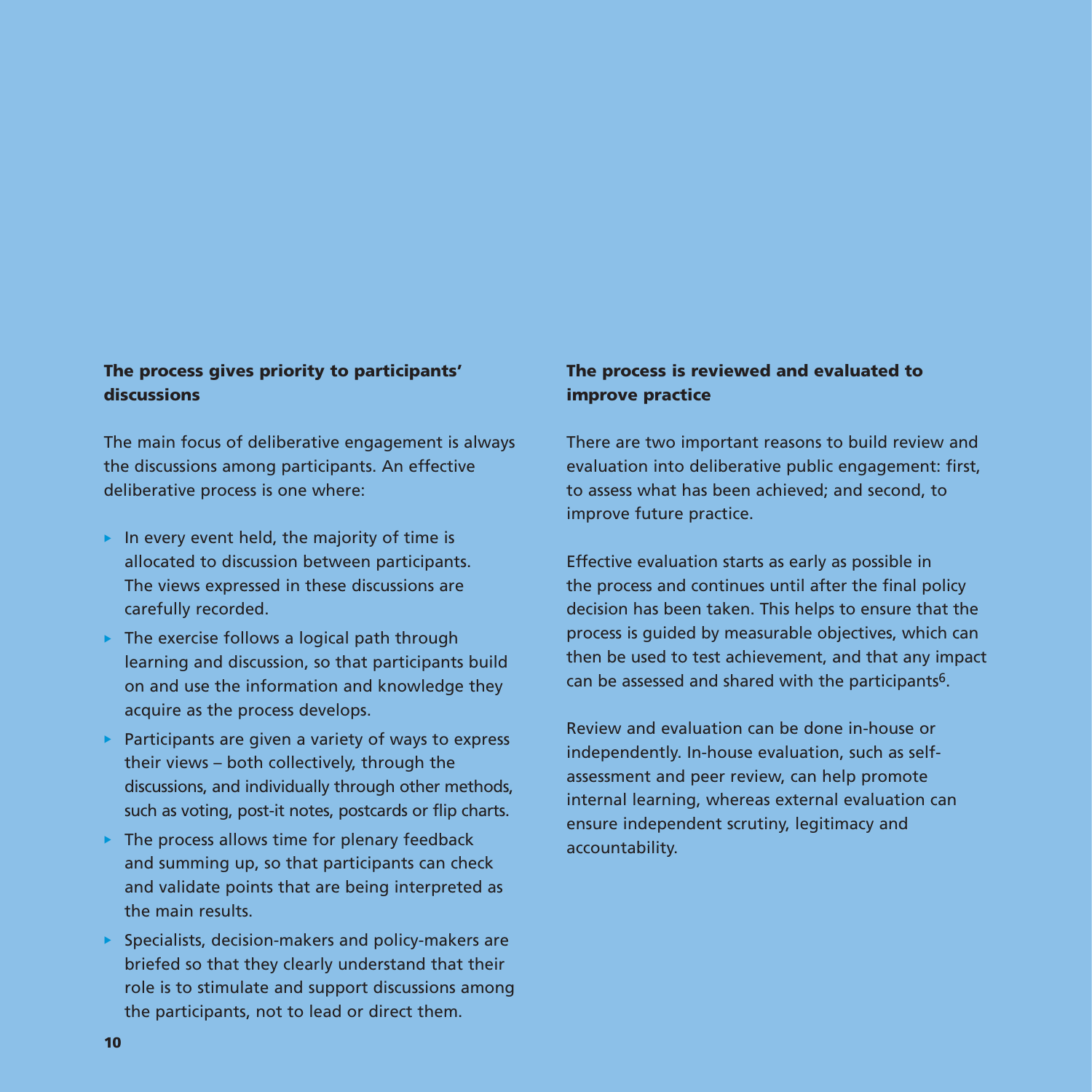### The process gives priority to participants' discussions

The main focus of deliberative engagement is always the discussions among participants. An effective deliberative process is one where:

- In every event held, the majority of time is allocated to discussion between participants. The views expressed in these discussions are carefully recorded.
- The exercise follows a logical path through learning and discussion, so that participants build on and use the information and knowledge they acquire as the process develops.
- Participants are given a variety of ways to express their views – both collectively, through the discussions, and individually through other methods, such as voting, post-it notes, postcards or flip charts.
- The process allows time for plenary feedback and summing up, so that participants can check and validate points that are being interpreted as the main results.
- Specialists, decision-makers and policy-makers are briefed so that they clearly understand that their role is to stimulate and support discussions among the participants, not to lead or direct them.

### The process is reviewed and evaluated to improve practice

There are two important reasons to build review and evaluation into deliberative public engagement: first, to assess what has been achieved; and second, to improve future practice.

Effective evaluation starts as early as possible in the process and continues until after the final policy decision has been taken. This helps to ensure that the process is guided by measurable objectives, which can then be used to test achievement, and that any impact can be assessed and shared with the participants[6].

Review and evaluation can be done in-house or independently. In-house evaluation, such as self-assessment and peer review, can help promote internal learning, whereas external evaluation can ensure independent scrutiny, legitimacy and accountability.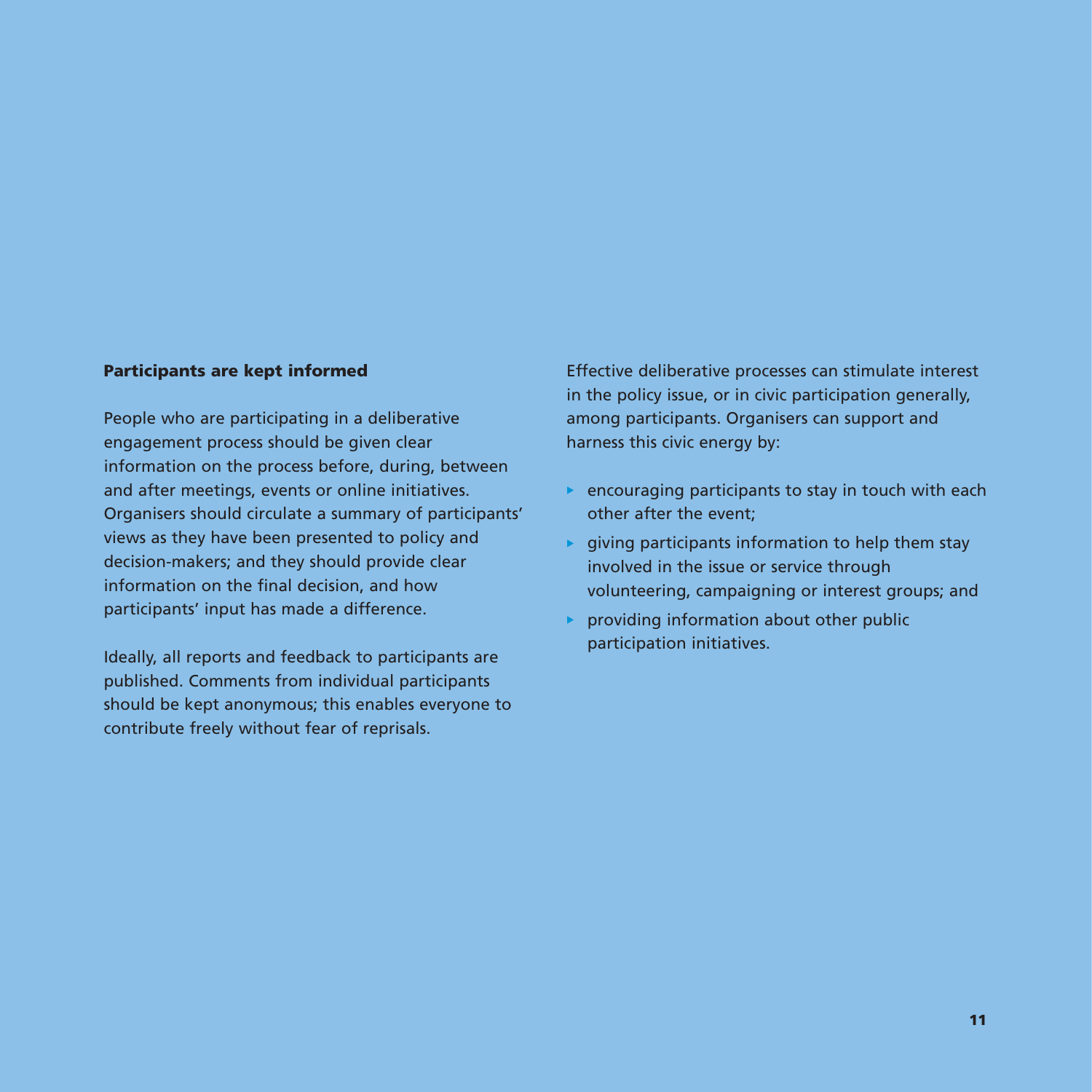#### Participants are kept informed

People who are participating in a deliberative engagement process should be given clear information on the process before, during, between and after meetings, events or online initiatives. Organisers should circulate a summary of participants' views as they have been presented to policy and decision-makers; and they should provide clear information on the final decision, and how participants' input has made a difference.

Ideally, all reports and feedback to participants are published. Comments from individual participants should be kept anonymous; this enables everyone to contribute freely without fear of reprisals.

Effective deliberative processes can stimulate interest in the policy issue, or in civic participation generally, among participants. Organisers can support and harness this civic energy by:

- encouraging participants to stay in touch with each other after the event;
- giving participants information to help them stay involved in the issue or service through volunteering, campaigning or interest groups; and
- providing information about other public participation initiatives.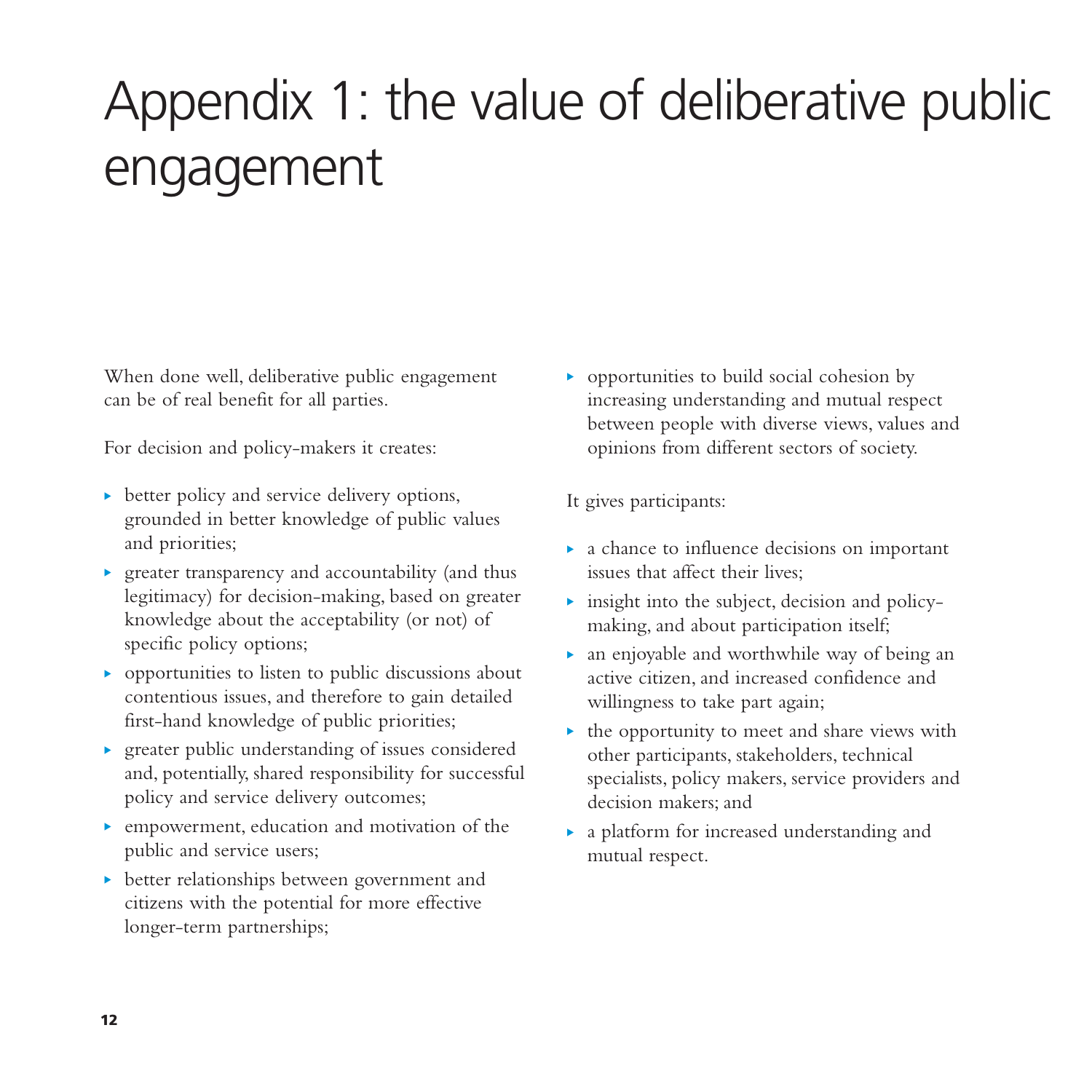# Appendix 1: the value of deliberative public engagement

When done well, deliberative public engagement can be of real benefit for all parties.

For decision and policy-makers it creates:

- better policy and service delivery options, grounded in better knowledge of public values and priorities;
- greater transparency and accountability (and thus legitimacy) for decision-making, based on greater knowledge about the acceptability (or not) of specific policy options;
- opportunities to listen to public discussions about contentious issues, and therefore to gain detailed first-hand knowledge of public priorities;
- greater public understanding of issues considered and, potentially, shared responsibility for successful policy and service delivery outcomes;
- empowerment, education and motivation of the public and service users;
- better relationships between government and citizens with the potential for more effective longer-term partnerships;
- opportunities to build social cohesion by increasing understanding and mutual respect between people with diverse views, values and opinions from different sectors of society.

It gives participants:

- a chance to influence decisions on important issues that affect their lives;
- insight into the subject, decision and policy-making, and about participation itself;
- an enjoyable and worthwhile way of being an active citizen, and increased confidence and willingness to take part again;
- the opportunity to meet and share views with other participants, stakeholders, technical specialists, policy makers, service providers and decision makers; and
- a platform for increased understanding and mutual respect.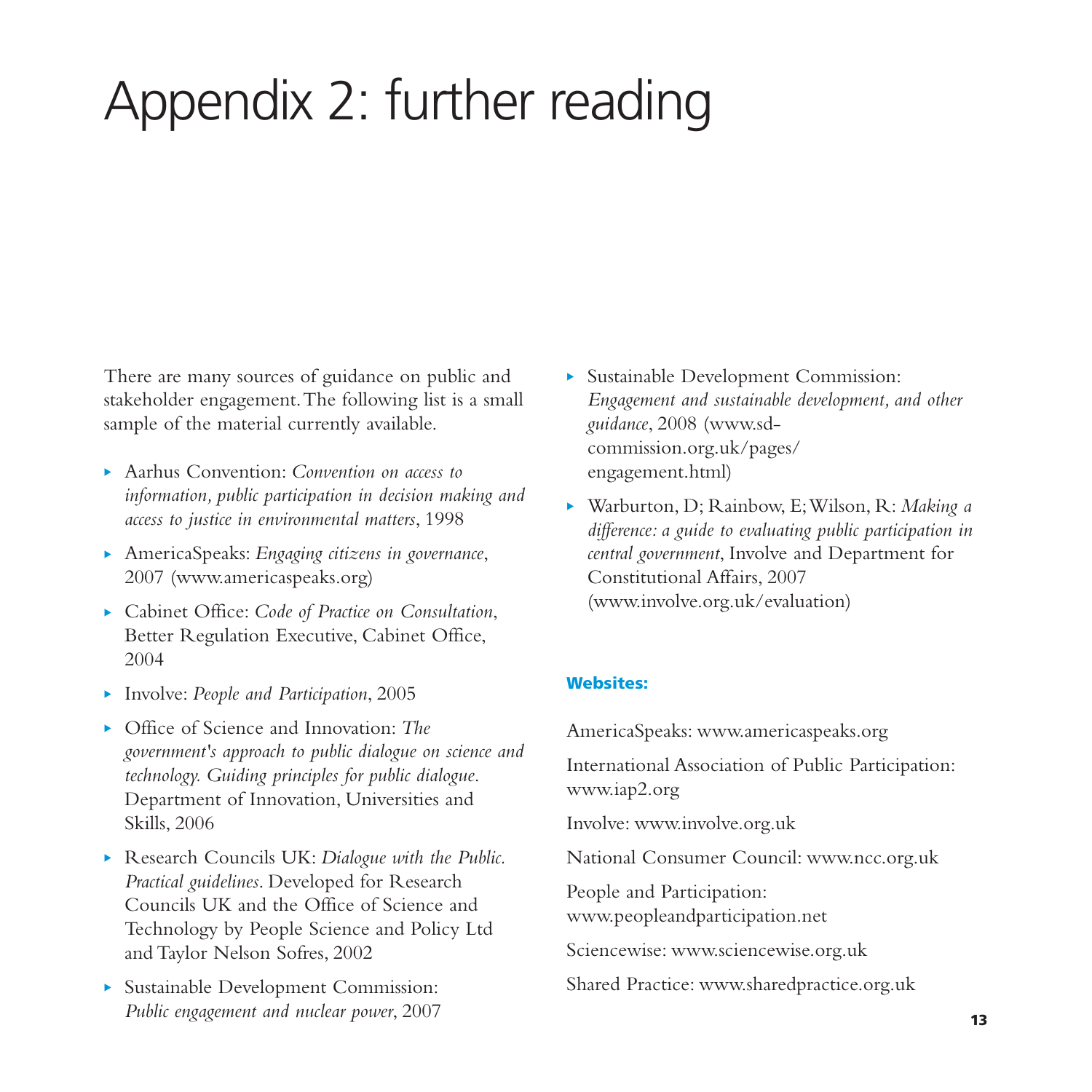# Appendix 2: further reading

There are many sources of guidance on public and stakeholder engagement. The following list is a small sample of the material currently available.

- Aarhus Convention: *Convention on access to information, public participation in decision making and access to justice in environmental matters*, 1998
- AmericaSpeaks: *Engaging citizens in governance*, 2007 (www.americaspeaks.org)
- Cabinet Office: *Code of Practice on Consultation*, Better Regulation Executive, Cabinet Office, 2004
- Involve: *People and Participation*, 2005
- Office of Science and Innovation: *The government's approach to public dialogue on science and technology. Guiding principles for public dialogue*. Department of Innovation, Universities and Skills, 2006
- Research Councils UK: *Dialogue with the Public. Practical guidelines*. Developed for Research Councils UK and the Office of Science and Technology by People Science and Policy Ltd and Taylor Nelson Sofres, 2002
- Sustainable Development Commission: *Public engagement and nuclear power*, 2007
- Sustainable Development Commission: *Engagement and sustainable development, and other guidance*, 2008 (www.sd-commission.org.uk/pages/engagement.html)
- Warburton, D; Rainbow, E; Wilson, R: *Making a difference: a guide to evaluating public participation in central government*, Involve and Department for Constitutional Affairs, 2007 (www.involve.org.uk/evaluation)

**Websites:**

AmericaSpeaks: www.americaspeaks.org

International Association of Public Participation: www.iap2.org

Involve: www.involve.org.uk

National Consumer Council: www.ncc.org.uk

People and Participation: www.peopleandparticipation.net

Sciencewise: www.sciencewise.org.uk

Shared Practice: www.sharedpractice.org.uk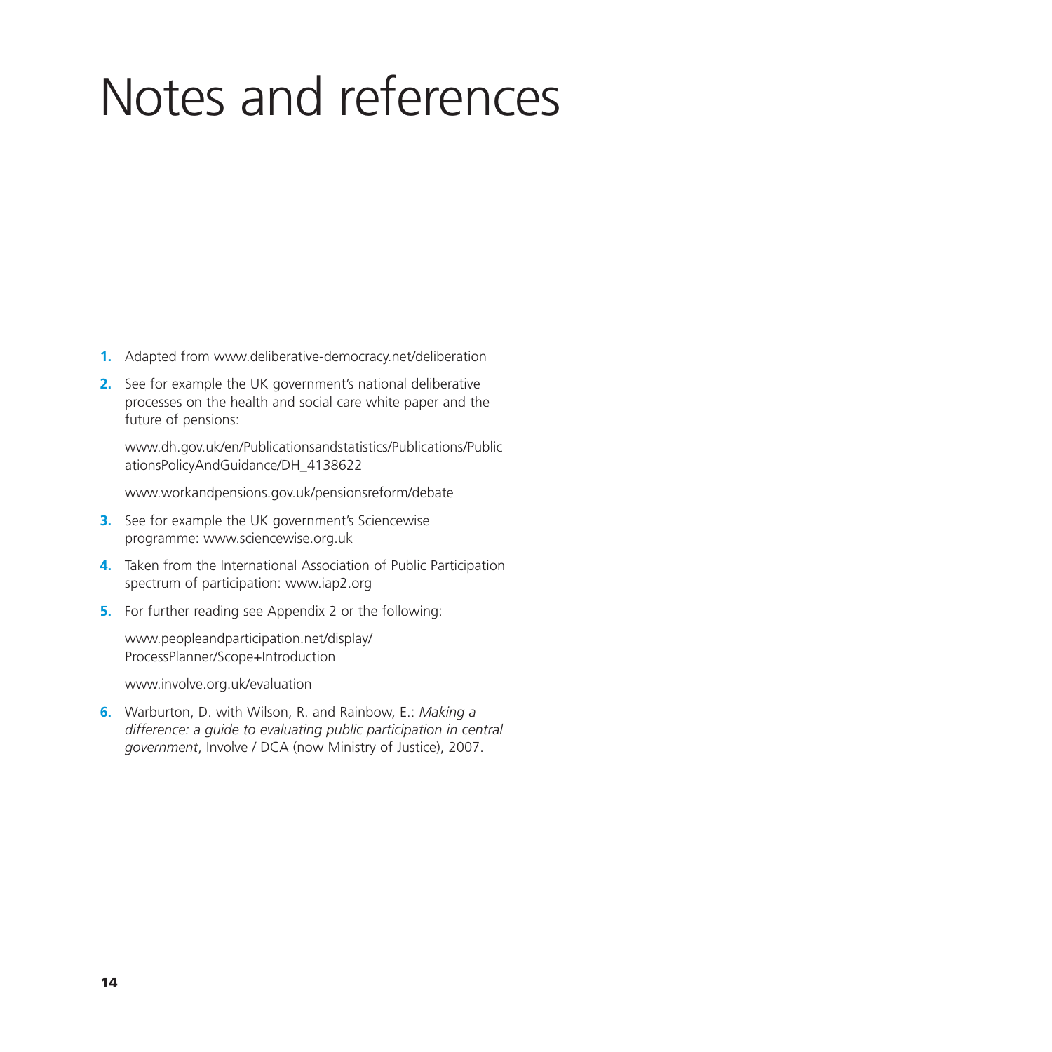# Notes and references

1. Adapted from www.deliberative-democracy.net/deliberation

2. See for example the UK government's national deliberative processes on the health and social care white paper and the future of pensions:

   www.dh.gov.uk/en/Publicationsandstatistics/Publications/PublicationsPolicyAndGuidance/DH_4138622

   www.workandpensions.gov.uk/pensionsreform/debate

3. See for example the UK government's Sciencewise programme: www.sciencewise.org.uk

4. Taken from the International Association of Public Participation spectrum of participation: www.iap2.org

5. For further reading see Appendix 2 or the following:

   www.peopleandparticipation.net/display/ProcessPlanner/Scope+Introduction

   www.involve.org.uk/evaluation

6. Warburton, D. with Wilson, R. and Rainbow, E.: *Making a difference: a guide to evaluating public participation in central government*, Involve / DCA (now Ministry of Justice), 2007.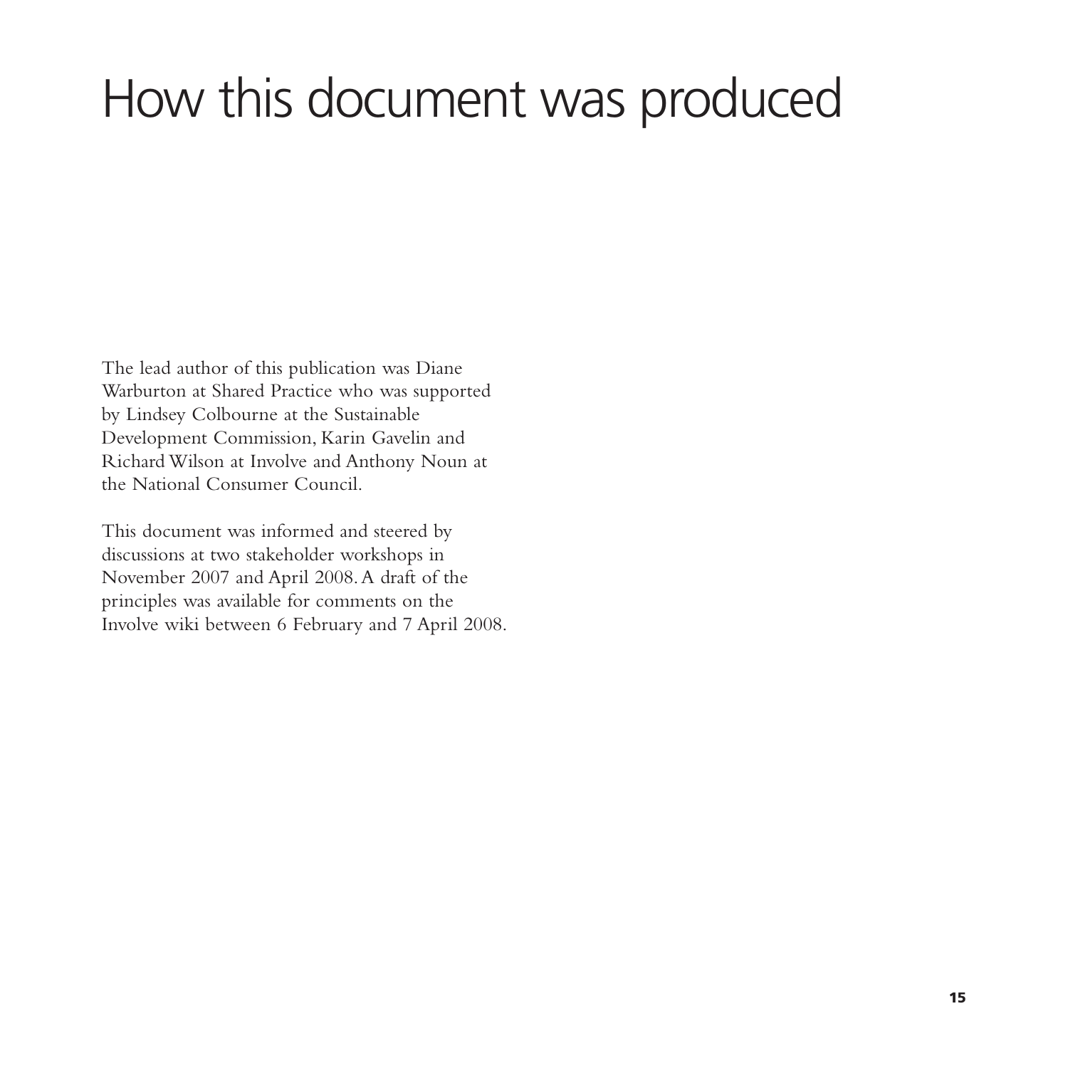# How this document was produced

The lead author of this publication was Diane Warburton at Shared Practice who was supported by Lindsey Colbourne at the Sustainable Development Commission, Karin Gavelin and Richard Wilson at Involve and Anthony Noun at the National Consumer Council.

This document was informed and steered by discussions at two stakeholder workshops in November 2007 and April 2008. A draft of the principles was available for comments on the Involve wiki between 6 February and 7 April 2008.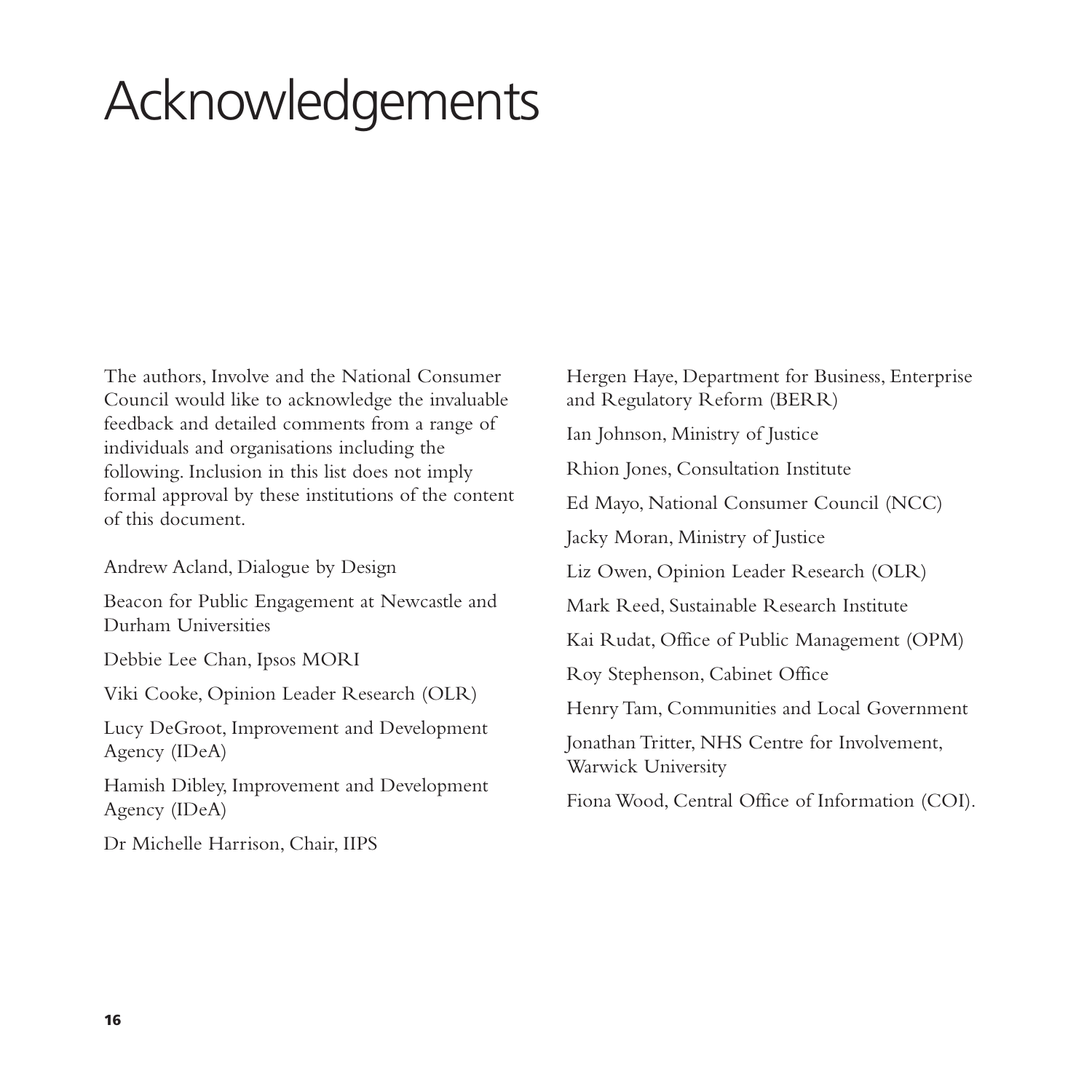# Acknowledgements

The authors, Involve and the National Consumer Council would like to acknowledge the invaluable feedback and detailed comments from a range of individuals and organisations including the following. Inclusion in this list does not imply formal approval by these institutions of the content of this document.

Andrew Acland, Dialogue by Design

Beacon for Public Engagement at Newcastle and Durham Universities

Debbie Lee Chan, Ipsos MORI

Viki Cooke, Opinion Leader Research (OLR)

Lucy DeGroot, Improvement and Development Agency (IDeA)

Hamish Dibley, Improvement and Development Agency (IDeA)

Dr Michelle Harrison, Chair, IIPS

Hergen Haye, Department for Business, Enterprise and Regulatory Reform (BERR)

Ian Johnson, Ministry of Justice

Rhion Jones, Consultation Institute

Ed Mayo, National Consumer Council (NCC)

Jacky Moran, Ministry of Justice

Liz Owen, Opinion Leader Research (OLR)

Mark Reed, Sustainable Research Institute

Kai Rudat, Office of Public Management (OPM)

Roy Stephenson, Cabinet Office

Henry Tam, Communities and Local Government

Jonathan Tritter, NHS Centre for Involvement, Warwick University

Fiona Wood, Central Office of Information (COI).